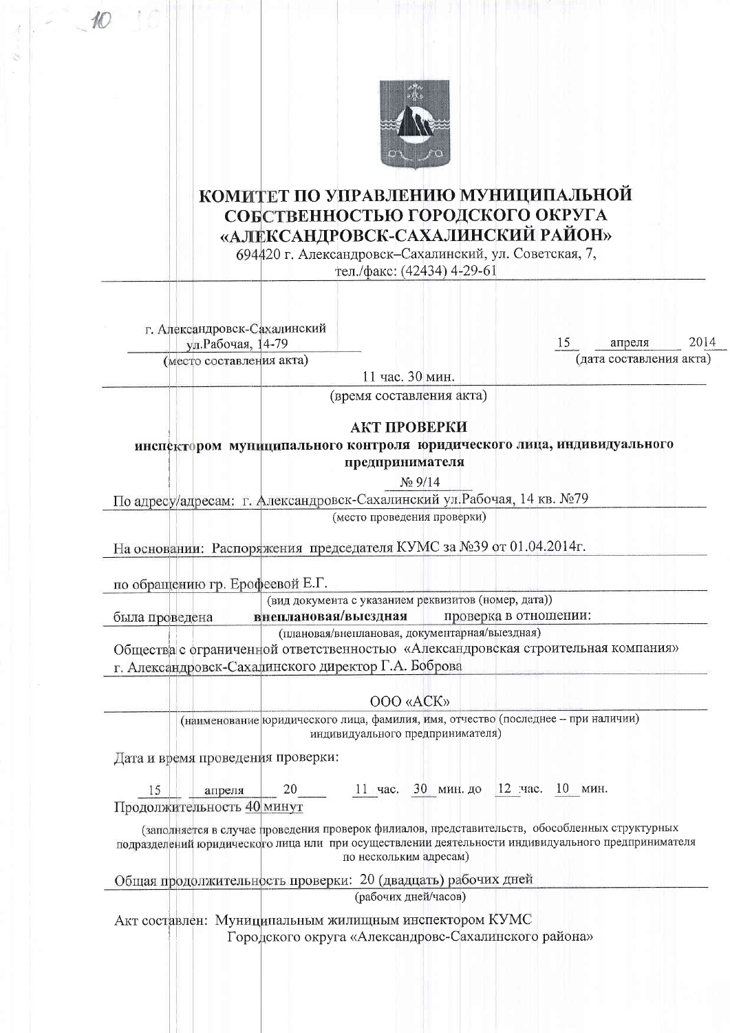# КОМИТЕТ ПО УПРАВЛЕНИЮ МУНИЦИПАЛЬНОЙ СОБСТВЕННОСТЬЮ ГОРОДСКОГО ОКРУГА «АЛЕКСАНДРОВСК-САХАЛИНСКИЙ РАЙОН»

694420 г. Александровск–Сахалинский, ул. Советская, 7,
тел./факс: (42434) 4-29-61

г. Александровск-Сахалинский
ул.Рабочая, 14-79
(место составления акта)

15 апреля 2014
(дата составления акта)

11 час. 30 мин.
(время составления акта)

## АКТ ПРОВЕРКИ
### инспектором муниципального контроля юридического лица, индивидуального предпринимателя

№ 9/14

По адресу/адресам: г. Александровск-Сахалинский ул.Рабочая, 14 кв. №79
(место проведения проверки)

На основании: Распоряжения председателя КУМС за №39 от 01.04.2014г.

по обращению гр. Ерофеевой Е.Г.
(вид документа с указанием реквизитов (номер, дата))

была проведена **внеплановая/выездная** проверка в отношении:
(плановая/внеплановая, документарная/выездная)

Общества с ограниченной ответственностью «Александровская строительная компания» г. Александровск-Сахалинского директор Г.А. Боброва

ООО «АСК»
(наименование юридического лица, фамилия, имя, отчество (последнее – при наличии) индивидуального предпринимателя)

Дата и время проведения проверки:

15 апреля 20\_\_ 11 час. 30 мин. до 12 час. 10 мин.
Продолжительность 40 минут

(заполняется в случае проведения проверок филиалов, представительств, обособленных структурных подразделений юридического лица или при осуществлении деятельности индивидуального предпринимателя по нескольким адресам)

Общая продолжительность проверки: 20 (двадцать) рабочих дней
(рабочих дней/часов)

Акт составлен: Муниципальным жилищным инспектором КУМС Городского округа «Александровс-Сахалинского района»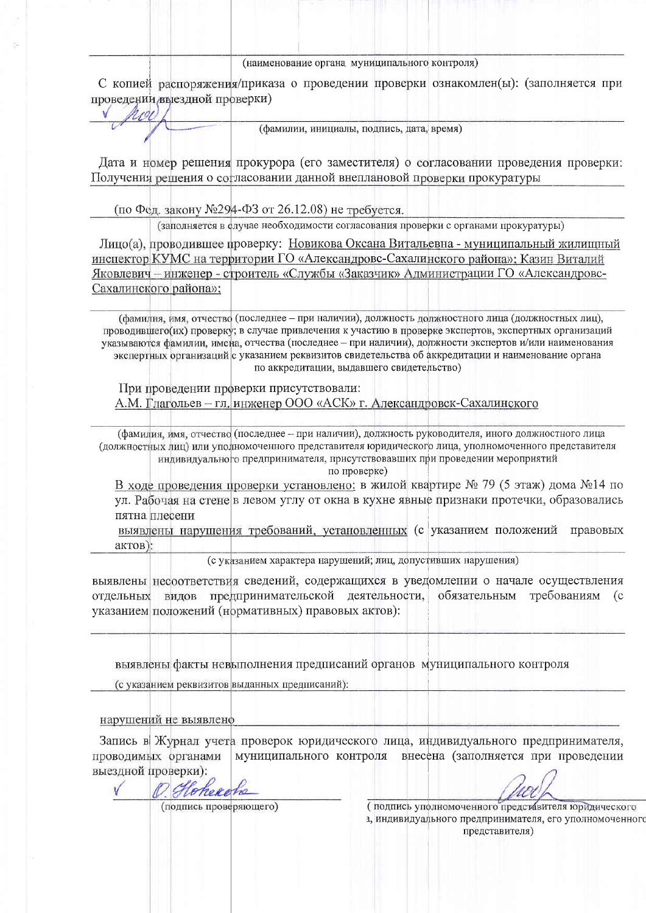(наименование органа муниципального контроля)

С копией распоряжения/приказа о проведении проверки ознакомлен(ы): (заполняется при проведении выездной проверки)

(фамилии, инициалы, подпись, дата, время)

Дата и номер решения прокурора (его заместителя) о согласовании проведения проверки: Получения решения о согласовании данной внеплановой проверки прокуратуры

(по Фед. закону №294-ФЗ от 26.12.08) не требуется.

(заполняется в случае необходимости согласования проверки с органами прокуратуры)

Лицо(а), проводившее проверку: Новикова Оксана Витальевна - муниципальный жилищный инспектор КУМС на территории ГО «Александровс-Сахалинского района»; Казин Виталий Яковлевич – инженер - строитель «Службы «Заказчик» Администрации ГО «Александровс-Сахалинского района»;

(фамилия, имя, отчество (последнее – при наличии), должность должностного лица (должностных лиц), проводившего(их) проверку; в случае привлечения к участию в проверке экспертов, экспертных организаций указываются фамилии, имена, отчества (последнее – при наличии), должности экспертов и/или наименования экспертных организаций с указанием реквизитов свидетельства об аккредитации и наименование органа по аккредитации, выдавшего свидетельство)

При проведении проверки присутствовали:
А.М. Глагольев – гл. инженер ООО «АСК» г. Александровск-Сахалинского

(фамилия, имя, отчество (последнее – при наличии), должность руководителя, иного должностного лица (должностных лиц) или уполномоченного представителя юридического лица, уполномоченного представителя индивидуального предпринимателя, присутствовавших при проведении мероприятий по проверке)

В ходе проведения проверки установлено: в жилой квартире № 79 (5 этаж) дома №14 по ул. Рабочая на стене в левом углу от окна в кухне явные признаки протечки, образовались пятна плесени

выявлены нарушения требований, установленных (с указанием положений правовых актов):

(с указанием характера нарушений; лиц, допустивших нарушения)

выявлены несоответствия сведений, содержащихся в уведомлении о начале осуществления отдельных видов предпринимательской деятельности, обязательным требованиям (с указанием положений (нормативных) правовых актов):

выявлены факты невыполнения предписаний органов муниципального контроля

(с указанием реквизитов выданных предписаний):

нарушений не выявлено

Запись в Журнал учета проверок юридического лица, индивидуального предпринимателя, проводимых органами муниципального контроля внесена (заполняется при проведении выездной проверки):

О. Новикова

(подпись проверяющего)

(подпись уполномоченного представителя юридического лица, индивидуального предпринимателя, его уполномоченного представителя)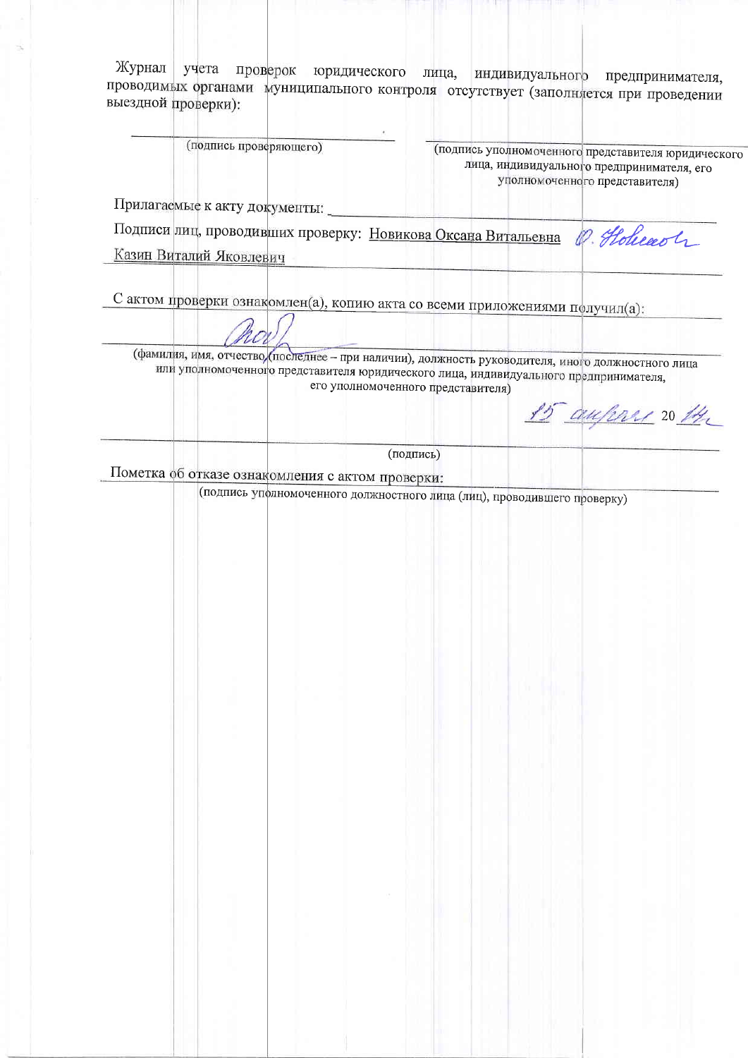Журнал учета проверок юридического лица, индивидуального предпринимателя, проводимых органами муниципального контроля отсутствует (заполняется при проведении выездной проверки):

_______________________________ (подпись проверяющего)

_______________________________ (подпись уполномоченного представителя юридического лица, индивидуального предпринимателя, его уполномоченного представителя)

Прилагаемые к акту документы: _______________________________

Подписи лиц, проводивших проверку: Новикова Оксана Витальевна *О. Новикова*

Казин Виталий Яковлевич

С актом проверки ознакомлен(а), копию акта со всеми приложениями получил(а):

_______________________________

(фамилия, имя, отчество (последнее – при наличии), должность руководителя, иного должностного лица или уполномоченного представителя юридического лица, индивидуального предпринимателя, его уполномоченного представителя)

15 апреля 20 14

_______________________________ (подпись)

Пометка об отказе ознакомления с актом проверки: _______________________________

(подпись уполномоченного должностного лица (лиц), проводившего проверку)